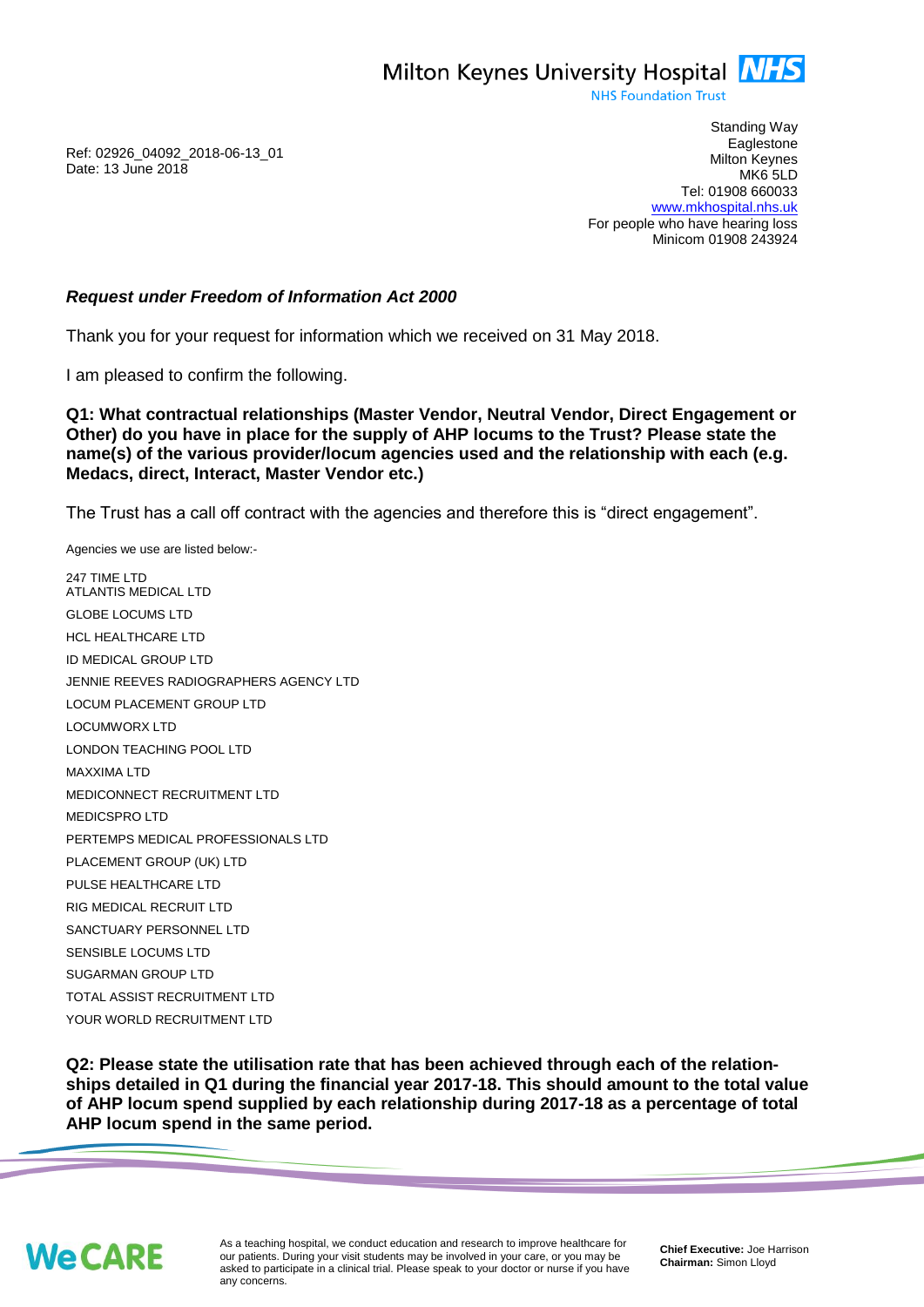Milton Keynes University Hospital NHS
NHS Foundation Trust

Standing Way
Eaglestone
Milton Keynes
MK6 5LD
Tel: 01908 660033
www.mkhospital.nhs.uk
For people who have hearing loss
Minicom 01908 243924

Ref: 02926_04092_2018-06-13_01
Date: 13 June 2018

***Request under Freedom of Information Act 2000***

Thank you for your request for information which we received on 31 May 2018.

I am pleased to confirm the following.

**Q1: What contractual relationships (Master Vendor, Neutral Vendor, Direct Engagement or Other) do you have in place for the supply of AHP locums to the Trust? Please state the name(s) of the various provider/locum agencies used and the relationship with each (e.g. Medacs, direct, Interact, Master Vendor etc.)**

The Trust has a call off contract with the agencies and therefore this is "direct engagement".

Agencies we use are listed below:-

247 TIME LTD
ATLANTIS MEDICAL LTD
GLOBE LOCUMS LTD
HCL HEALTHCARE LTD
ID MEDICAL GROUP LTD
JENNIE REEVES RADIOGRAPHERS AGENCY LTD
LOCUM PLACEMENT GROUP LTD
LOCUMWORX LTD
LONDON TEACHING POOL LTD
MAXXIMA LTD
MEDICONNECT RECRUITMENT LTD
MEDICSPRO LTD
PERTEMPS MEDICAL PROFESSIONALS LTD
PLACEMENT GROUP (UK) LTD
PULSE HEALTHCARE LTD
RIG MEDICAL RECRUIT LTD
SANCTUARY PERSONNEL LTD
SENSIBLE LOCUMS LTD
SUGARMAN GROUP LTD
TOTAL ASSIST RECRUITMENT LTD
YOUR WORLD RECRUITMENT LTD

**Q2: Please state the utilisation rate that has been achieved through each of the relationships detailed in Q1 during the financial year 2017-18. This should amount to the total value of AHP locum spend supplied by each relationship during 2017-18 as a percentage of total AHP locum spend in the same period.**

We CARE

As a teaching hospital, we conduct education and research to improve healthcare for our patients. During your visit students may be involved in your care, or you may be asked to participate in a clinical trial. Please speak to your doctor or nurse if you have any concerns.

**Chief Executive:** Joe Harrison
**Chairman:** Simon Lloyd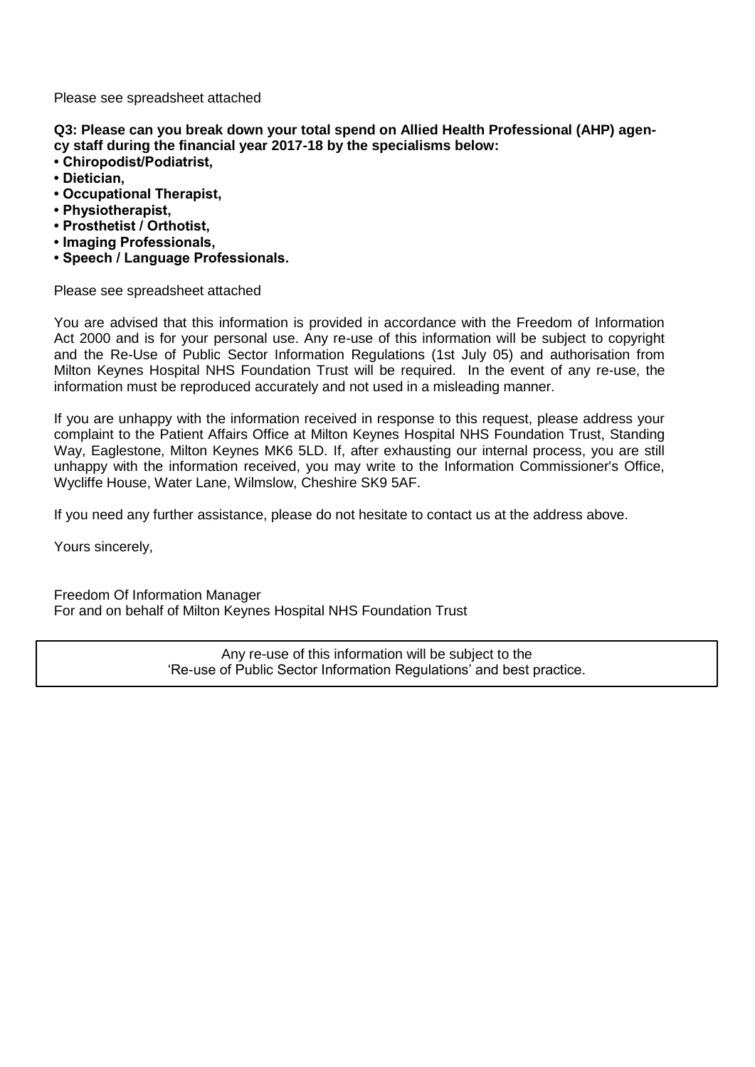Please see spreadsheet attached

**Q3: Please can you break down your total spend on Allied Health Professional (AHP) agency staff during the financial year 2017-18 by the specialisms below:**
- **Chiropodist/Podiatrist,**
- **Dietician,**
- **Occupational Therapist,**
- **Physiotherapist,**
- **Prosthetist / Orthotist,**
- **Imaging Professionals,**
- **Speech / Language Professionals.**

Please see spreadsheet attached

You are advised that this information is provided in accordance with the Freedom of Information Act 2000 and is for your personal use. Any re-use of this information will be subject to copyright and the Re-Use of Public Sector Information Regulations (1st July 05) and authorisation from Milton Keynes Hospital NHS Foundation Trust will be required. In the event of any re-use, the information must be reproduced accurately and not used in a misleading manner.

If you are unhappy with the information received in response to this request, please address your complaint to the Patient Affairs Office at Milton Keynes Hospital NHS Foundation Trust, Standing Way, Eaglestone, Milton Keynes MK6 5LD. If, after exhausting our internal process, you are still unhappy with the information received, you may write to the Information Commissioner's Office, Wycliffe House, Water Lane, Wilmslow, Cheshire SK9 5AF.

If you need any further assistance, please do not hesitate to contact us at the address above.

Yours sincerely,

Freedom Of Information Manager
For and on behalf of Milton Keynes Hospital NHS Foundation Trust

Any re-use of this information will be subject to the
'Re-use of Public Sector Information Regulations' and best practice.